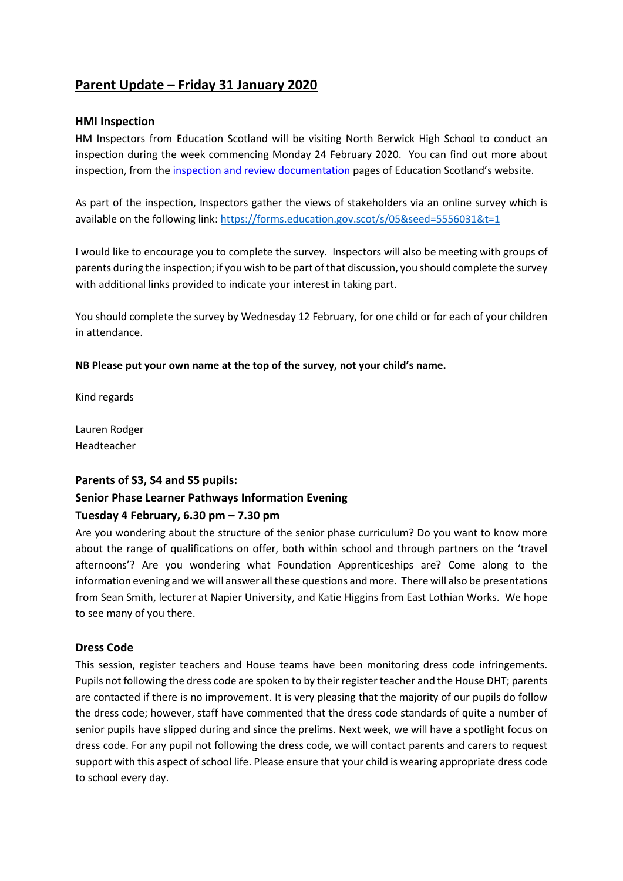# Parent Update – Friday 31 January 2020

### HMI Inspection

HM Inspectors from Education Scotland will be visiting North Berwick High School to conduct an inspection during the week commencing Monday 24 February 2020. You can find out more about inspection, from the [inspection and review documentation](inspection and review documentation) pages of Education Scotland's website.

As part of the inspection, Inspectors gather the views of stakeholders via an online survey which is available on the following link: https://forms.education.gov.scot/s/05&seed=5556031&t=1

I would like to encourage you to complete the survey. Inspectors will also be meeting with groups of parents during the inspection; if you wish to be part of that discussion, you should complete the survey with additional links provided to indicate your interest in taking part.

You should complete the survey by Wednesday 12 February, for one child or for each of your children in attendance.

**NB Please put your own name at the top of the survey, not your child's name.**

Kind regards

Lauren Rodger
Headteacher

### Parents of S3, S4 and S5 pupils:
### Senior Phase Learner Pathways Information Evening
### Tuesday 4 February, 6.30 pm – 7.30 pm

Are you wondering about the structure of the senior phase curriculum? Do you want to know more about the range of qualifications on offer, both within school and through partners on the 'travel afternoons'? Are you wondering what Foundation Apprenticeships are? Come along to the information evening and we will answer all these questions and more. There will also be presentations from Sean Smith, lecturer at Napier University, and Katie Higgins from East Lothian Works. We hope to see many of you there.

### Dress Code

This session, register teachers and House teams have been monitoring dress code infringements. Pupils not following the dress code are spoken to by their register teacher and the House DHT; parents are contacted if there is no improvement. It is very pleasing that the majority of our pupils do follow the dress code; however, staff have commented that the dress code standards of quite a number of senior pupils have slipped during and since the prelims. Next week, we will have a spotlight focus on dress code. For any pupil not following the dress code, we will contact parents and carers to request support with this aspect of school life. Please ensure that your child is wearing appropriate dress code to school every day.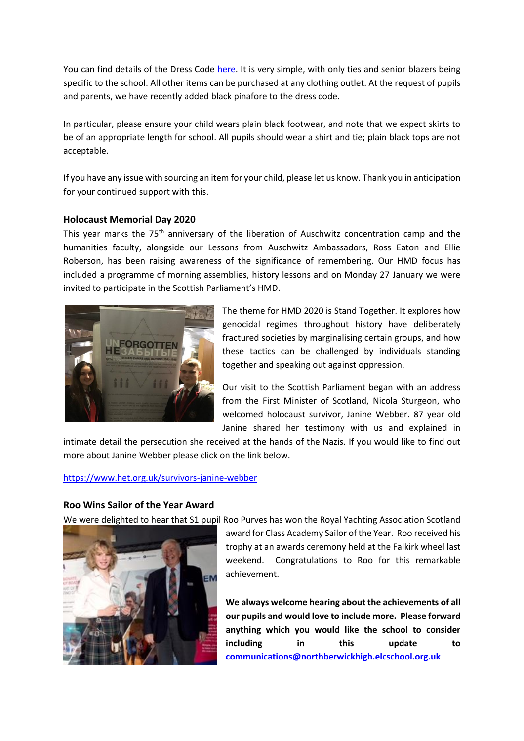You can find details of the Dress Code [here](). It is very simple, with only ties and senior blazers being specific to the school. All other items can be purchased at any clothing outlet. At the request of pupils and parents, we have recently added black pinafore to the dress code.

In particular, please ensure your child wears plain black footwear, and note that we expect skirts to be of an appropriate length for school. All pupils should wear a shirt and tie; plain black tops are not acceptable.

If you have any issue with sourcing an item for your child, please let us know. Thank you in anticipation for your continued support with this.

### Holocaust Memorial Day 2020

This year marks the 75th anniversary of the liberation of Auschwitz concentration camp and the humanities faculty, alongside our Lessons from Auschwitz Ambassadors, Ross Eaton and Ellie Roberson, has been raising awareness of the significance of remembering. Our HMD focus has included a programme of morning assemblies, history lessons and on Monday 27 January we were invited to participate in the Scottish Parliament's HMD.

The theme for HMD 2020 is Stand Together. It explores how genocidal regimes throughout history have deliberately fractured societies by marginalising certain groups, and how these tactics can be challenged by individuals standing together and speaking out against oppression.

Our visit to the Scottish Parliament began with an address from the First Minister of Scotland, Nicola Sturgeon, who welcomed holocaust survivor, Janine Webber. 87 year old Janine shared her testimony with us and explained in intimate detail the persecution she received at the hands of the Nazis. If you would like to find out more about Janine Webber please click on the link below.

https://www.het.org.uk/survivors-janine-webber

### Roo Wins Sailor of the Year Award

We were delighted to hear that S1 pupil Roo Purves has won the Royal Yachting Association Scotland award for Class Academy Sailor of the Year. Roo received his trophy at an awards ceremony held at the Falkirk wheel last weekend. Congratulations to Roo for this remarkable achievement.

**We always welcome hearing about the achievements of all our pupils and would love to include more. Please forward anything which you would like the school to consider including in this update to communications@northberwickhigh.elcschool.org.uk**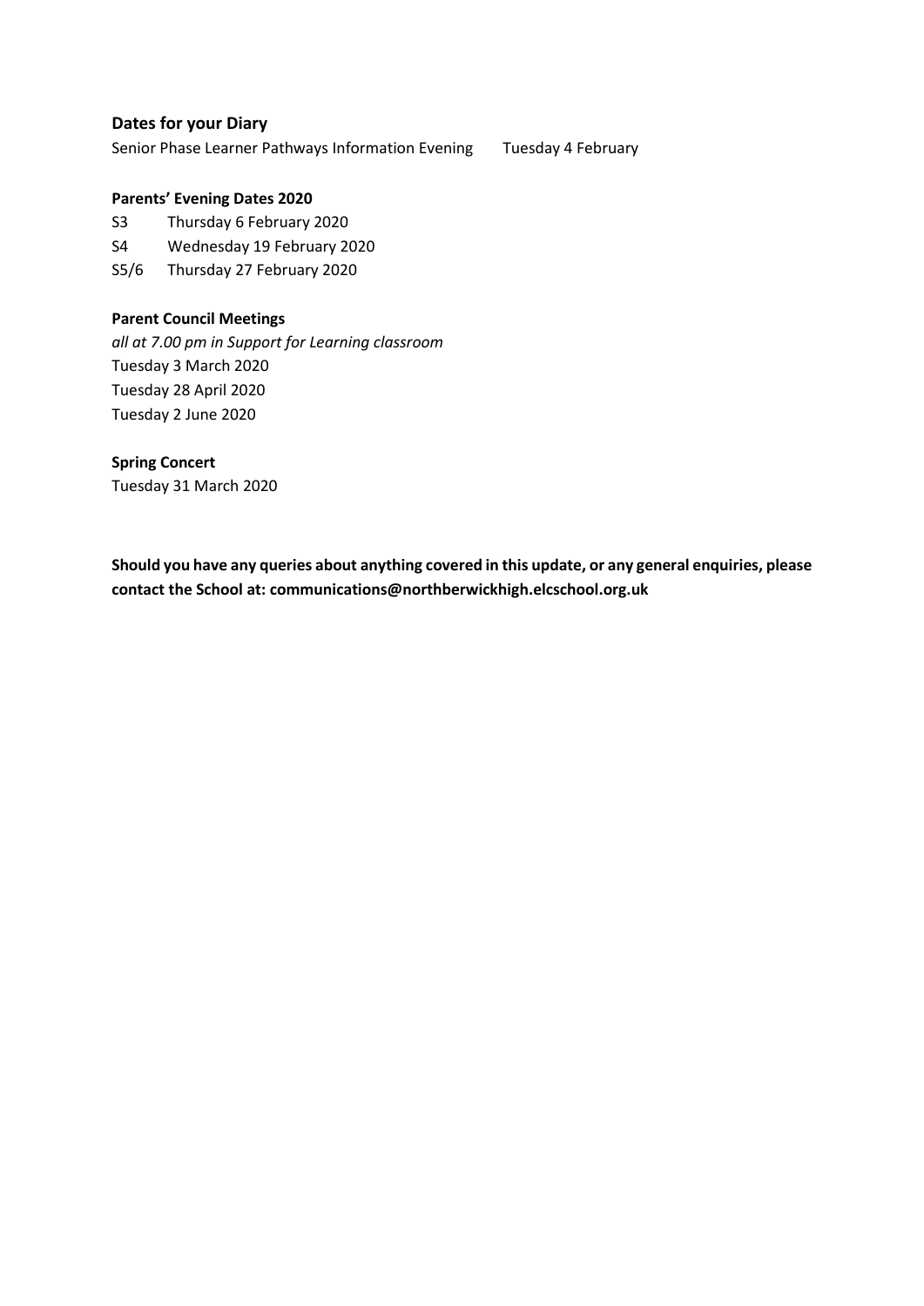## Dates for your Diary

Senior Phase Learner Pathways Information Evening Tuesday 4 February

**Parents' Evening Dates 2020**

S3 Thursday 6 February 2020

S4 Wednesday 19 February 2020

S5/6 Thursday 27 February 2020

**Parent Council Meetings**

*all at 7.00 pm in Support for Learning classroom*

Tuesday 3 March 2020

Tuesday 28 April 2020

Tuesday 2 June 2020

**Spring Concert**

Tuesday 31 March 2020

**Should you have any queries about anything covered in this update, or any general enquiries, please contact the School at: communications@northberwickhigh.elcschool.org.uk**